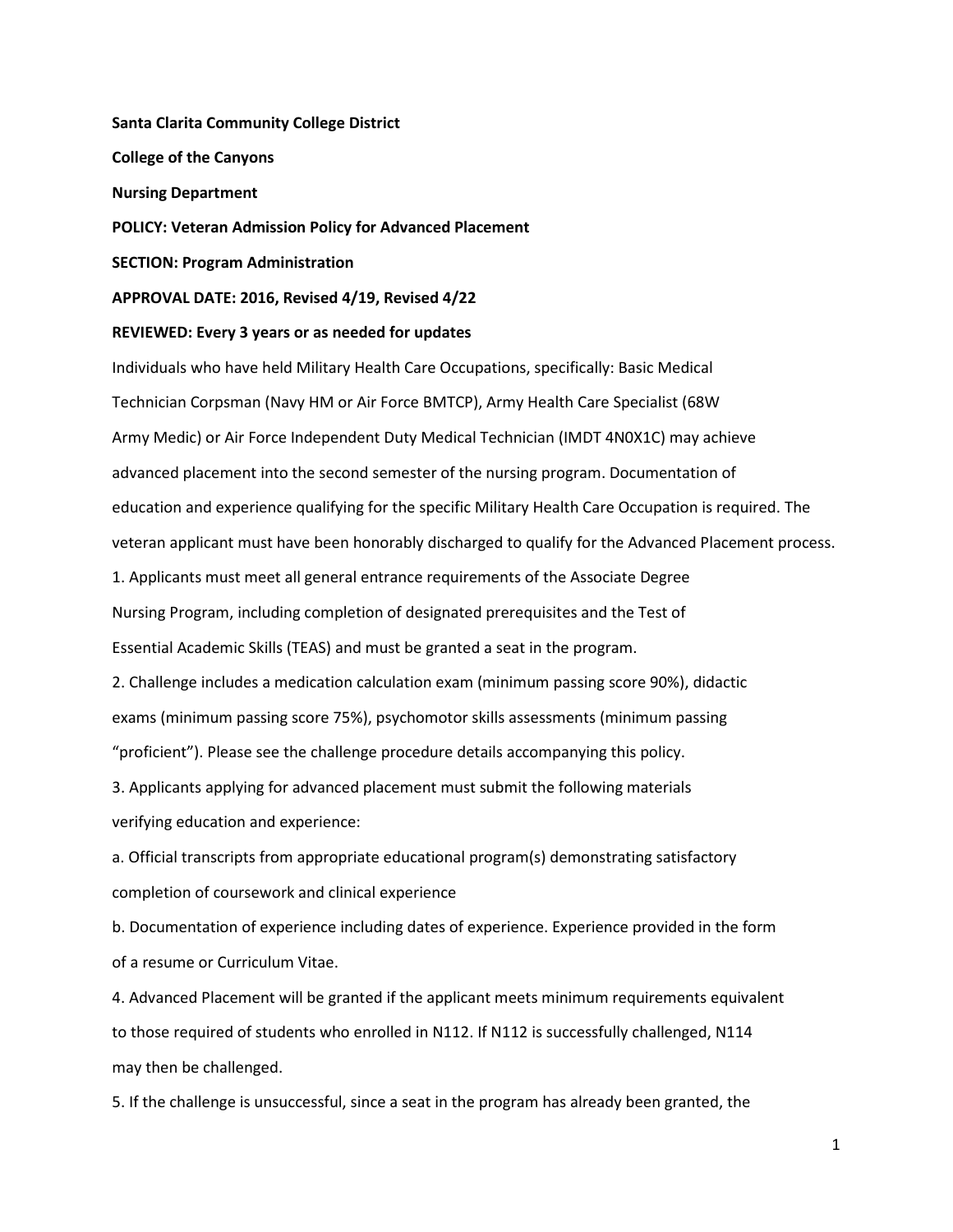**Santa Clarita Community College District**

**College of the Canyons**

**Nursing Department**

**POLICY: Veteran Admission Policy for Advanced Placement**

**SECTION: Program Administration**

**APPROVAL DATE: 2016, Revised 4/19, Revised 4/22**

**REVIEWED: Every 3 years or as needed for updates**

Individuals who have held Military Health Care Occupations, specifically: Basic Medical Technician Corpsman (Navy HM or Air Force BMTCP), Army Health Care Specialist (68W Army Medic) or Air Force Independent Duty Medical Technician (IMDT 4N0X1C) may achieve advanced placement into the second semester of the nursing program. Documentation of education and experience qualifying for the specific Military Health Care Occupation is required. The veteran applicant must have been honorably discharged to qualify for the Advanced Placement process.

1. Applicants must meet all general entrance requirements of the Associate Degree Nursing Program, including completion of designated prerequisites and the Test of Essential Academic Skills (TEAS) and must be granted a seat in the program.
2. Challenge includes a medication calculation exam (minimum passing score 90%), didactic exams (minimum passing score 75%), psychomotor skills assessments (minimum passing "proficient"). Please see the challenge procedure details accompanying this policy.
3. Applicants applying for advanced placement must submit the following materials verifying education and experience:

   a. Official transcripts from appropriate educational program(s) demonstrating satisfactory completion of coursework and clinical experience

   b. Documentation of experience including dates of experience. Experience provided in the form of a resume or Curriculum Vitae.
4. Advanced Placement will be granted if the applicant meets minimum requirements equivalent to those required of students who enrolled in N112. If N112 is successfully challenged, N114 may then be challenged.
5. If the challenge is unsuccessful, since a seat in the program has already been granted, the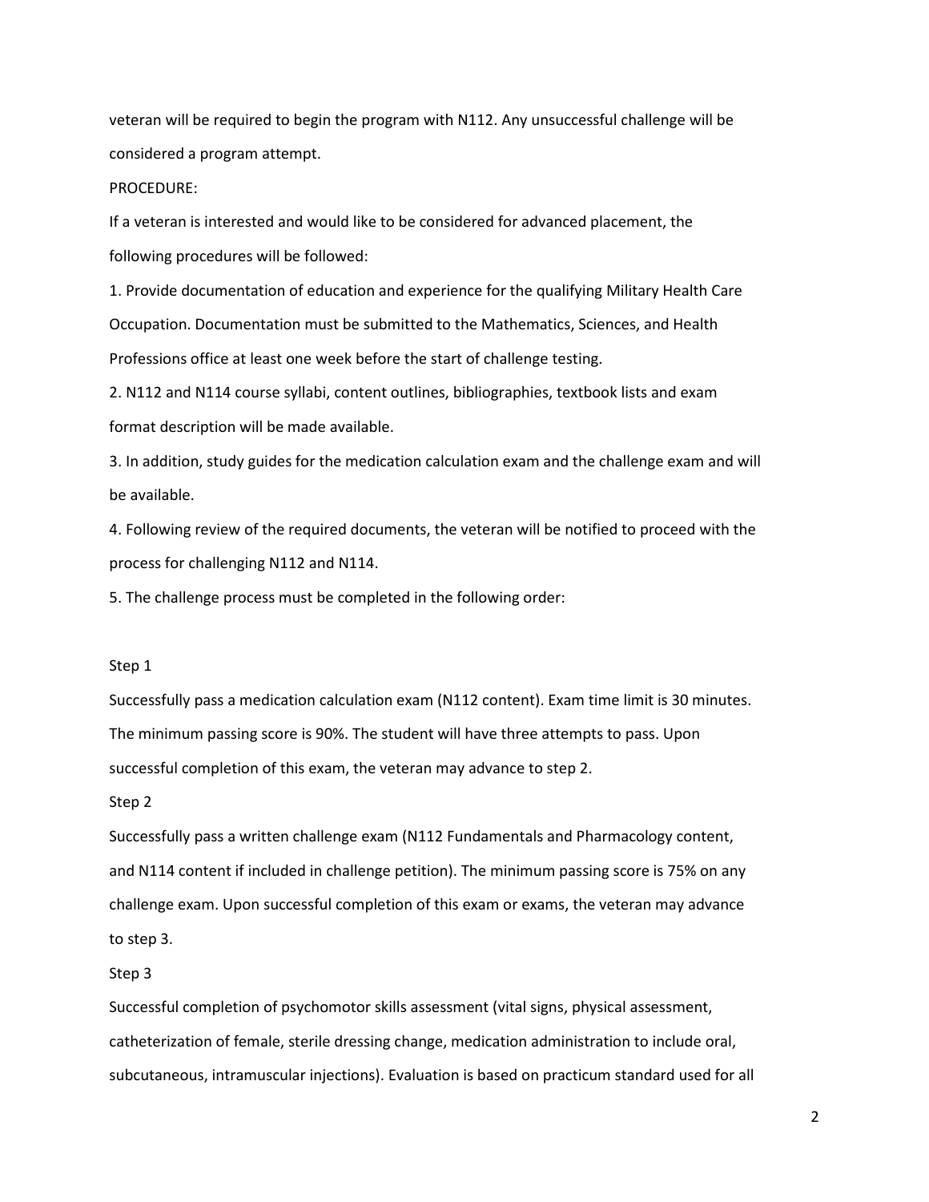veteran will be required to begin the program with N112. Any unsuccessful challenge will be considered a program attempt.

PROCEDURE:

If a veteran is interested and would like to be considered for advanced placement, the following procedures will be followed:

1. Provide documentation of education and experience for the qualifying Military Health Care Occupation. Documentation must be submitted to the Mathematics, Sciences, and Health Professions office at least one week before the start of challenge testing.
2. N112 and N114 course syllabi, content outlines, bibliographies, textbook lists and exam format description will be made available.
3. In addition, study guides for the medication calculation exam and the challenge exam and will be available.
4. Following review of the required documents, the veteran will be notified to proceed with the process for challenging N112 and N114.
5. The challenge process must be completed in the following order:

Step 1

Successfully pass a medication calculation exam (N112 content). Exam time limit is 30 minutes. The minimum passing score is 90%. The student will have three attempts to pass. Upon successful completion of this exam, the veteran may advance to step 2.

Step 2

Successfully pass a written challenge exam (N112 Fundamentals and Pharmacology content, and N114 content if included in challenge petition). The minimum passing score is 75% on any challenge exam. Upon successful completion of this exam or exams, the veteran may advance to step 3.

Step 3

Successful completion of psychomotor skills assessment (vital signs, physical assessment, catheterization of female, sterile dressing change, medication administration to include oral, subcutaneous, intramuscular injections). Evaluation is based on practicum standard used for all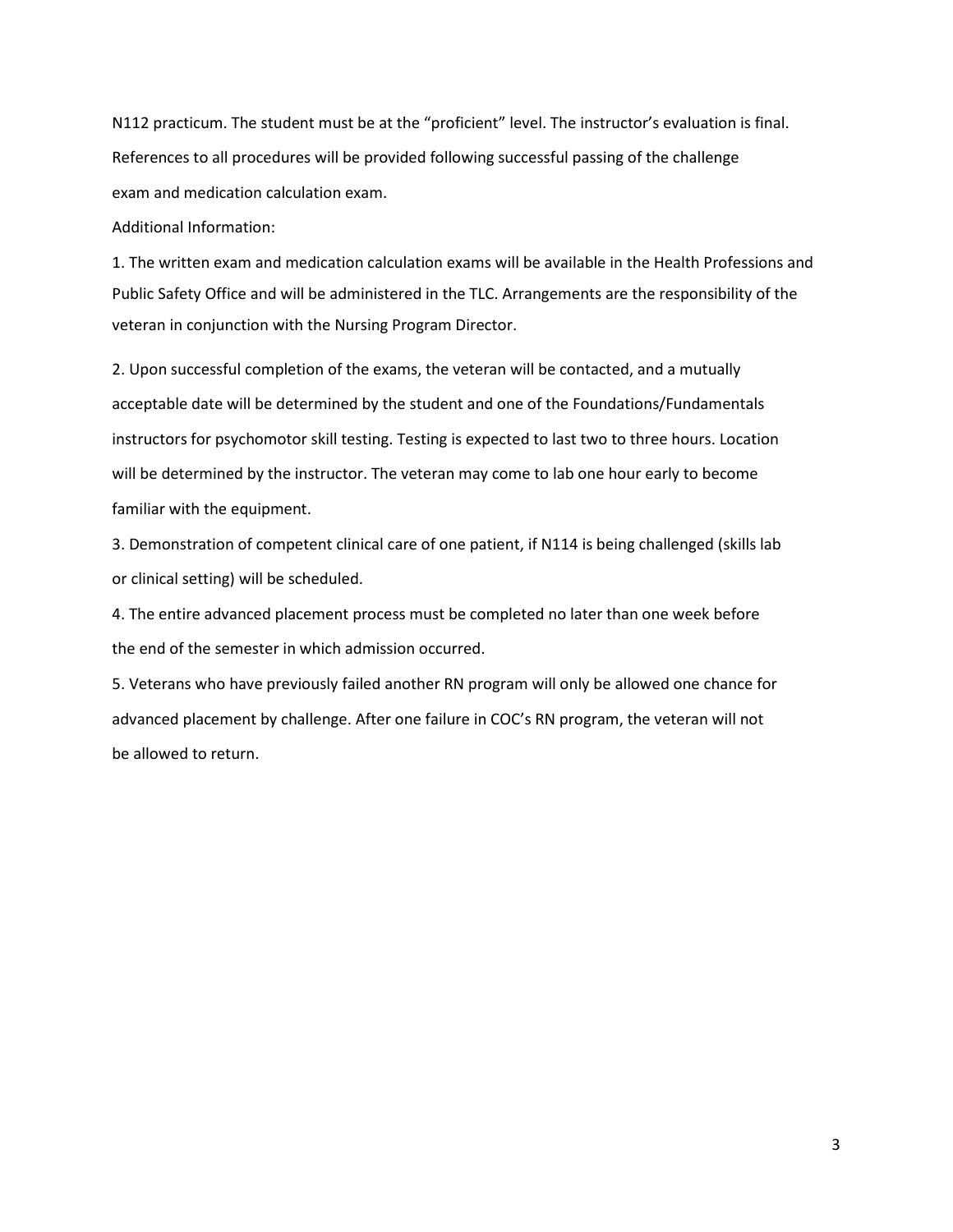N112 practicum. The student must be at the "proficient" level. The instructor's evaluation is final. References to all procedures will be provided following successful passing of the challenge exam and medication calculation exam.

Additional Information:

1. The written exam and medication calculation exams will be available in the Health Professions and Public Safety Office and will be administered in the TLC. Arrangements are the responsibility of the veteran in conjunction with the Nursing Program Director.

2. Upon successful completion of the exams, the veteran will be contacted, and a mutually acceptable date will be determined by the student and one of the Foundations/Fundamentals instructors for psychomotor skill testing. Testing is expected to last two to three hours. Location will be determined by the instructor. The veteran may come to lab one hour early to become familiar with the equipment.

3. Demonstration of competent clinical care of one patient, if N114 is being challenged (skills lab or clinical setting) will be scheduled.

4. The entire advanced placement process must be completed no later than one week before the end of the semester in which admission occurred.

5. Veterans who have previously failed another RN program will only be allowed one chance for advanced placement by challenge. After one failure in COC's RN program, the veteran will not be allowed to return.